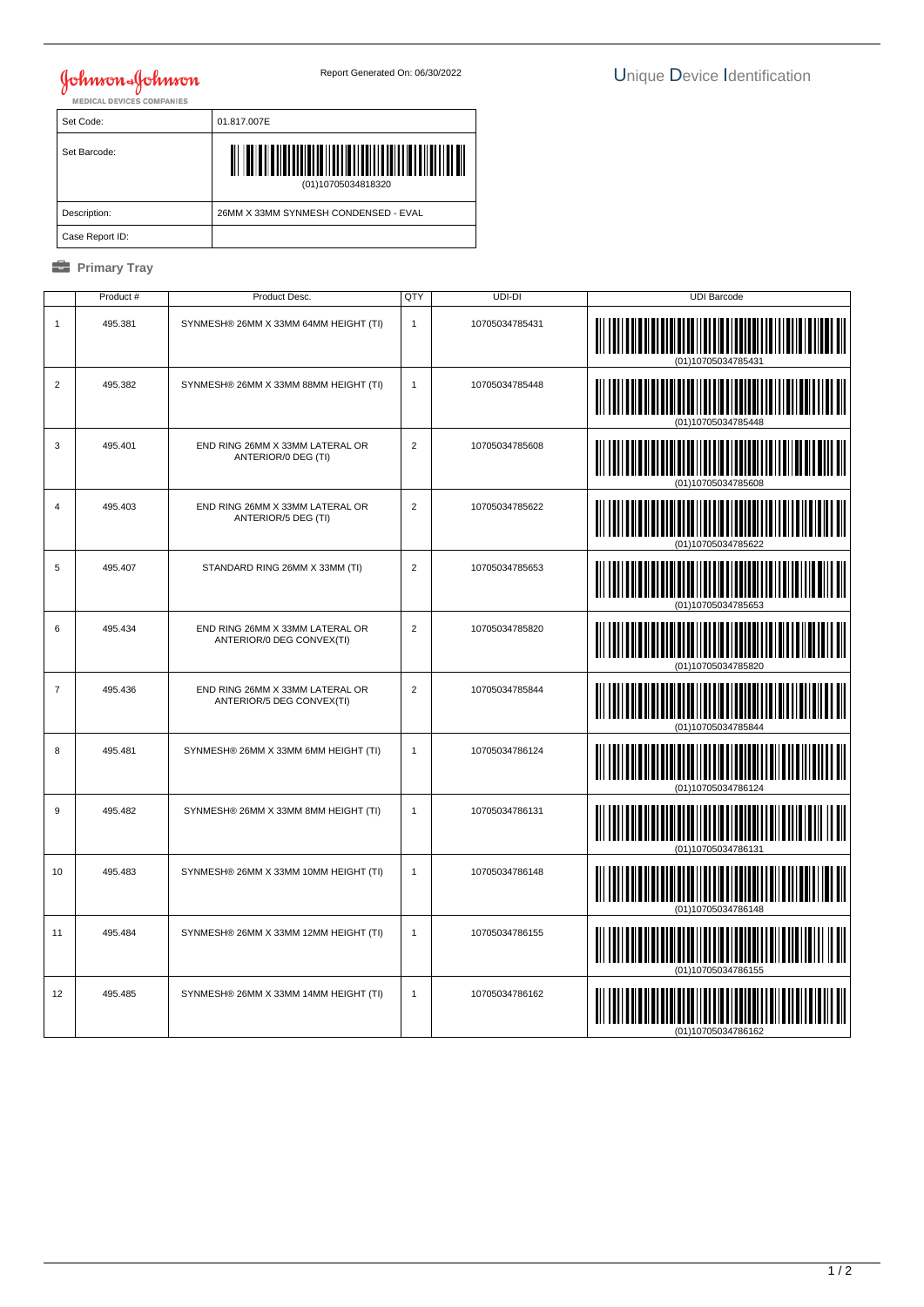Johnson & Johnson MEDICAL DEVICES COMPANIES

Report Generated On: 06/30/2022

# Unique Device Identification

| Set Code: | 01.817.007E |
|---|---|
| Set Barcode: | (01)10705034818320 |
| Description: | 26MM X 33MM SYNMESH CONDENSED - EVAL |
| Case Report ID: | |

## Primary Tray

| | Product # | Product Desc. | QTY | UDI-DI | UDI Barcode |
|---|---|---|---|---|---|
| 1 | 495.381 | SYNMESH® 26MM X 33MM 64MM HEIGHT (TI) | 1 | 10705034785431 | (01)10705034785431 |
| 2 | 495.382 | SYNMESH® 26MM X 33MM 88MM HEIGHT (TI) | 1 | 10705034785448 | (01)10705034785448 |
| 3 | 495.401 | END RING 26MM X 33MM LATERAL OR ANTERIOR/0 DEG (TI) | 2 | 10705034785608 | (01)10705034785608 |
| 4 | 495.403 | END RING 26MM X 33MM LATERAL OR ANTERIOR/5 DEG (TI) | 2 | 10705034785622 | (01)10705034785622 |
| 5 | 495.407 | STANDARD RING 26MM X 33MM (TI) | 2 | 10705034785653 | (01)10705034785653 |
| 6 | 495.434 | END RING 26MM X 33MM LATERAL OR ANTERIOR/0 DEG CONVEX(TI) | 2 | 10705034785820 | (01)10705034785820 |
| 7 | 495.436 | END RING 26MM X 33MM LATERAL OR ANTERIOR/5 DEG CONVEX(TI) | 2 | 10705034785844 | (01)10705034785844 |
| 8 | 495.481 | SYNMESH® 26MM X 33MM 6MM HEIGHT (TI) | 1 | 10705034786124 | (01)10705034786124 |
| 9 | 495.482 | SYNMESH® 26MM X 33MM 8MM HEIGHT (TI) | 1 | 10705034786131 | (01)10705034786131 |
| 10 | 495.483 | SYNMESH® 26MM X 33MM 10MM HEIGHT (TI) | 1 | 10705034786148 | (01)10705034786148 |
| 11 | 495.484 | SYNMESH® 26MM X 33MM 12MM HEIGHT (TI) | 1 | 10705034786155 | (01)10705034786155 |
| 12 | 495.485 | SYNMESH® 26MM X 33MM 14MM HEIGHT (TI) | 1 | 10705034786162 | (01)10705034786162 |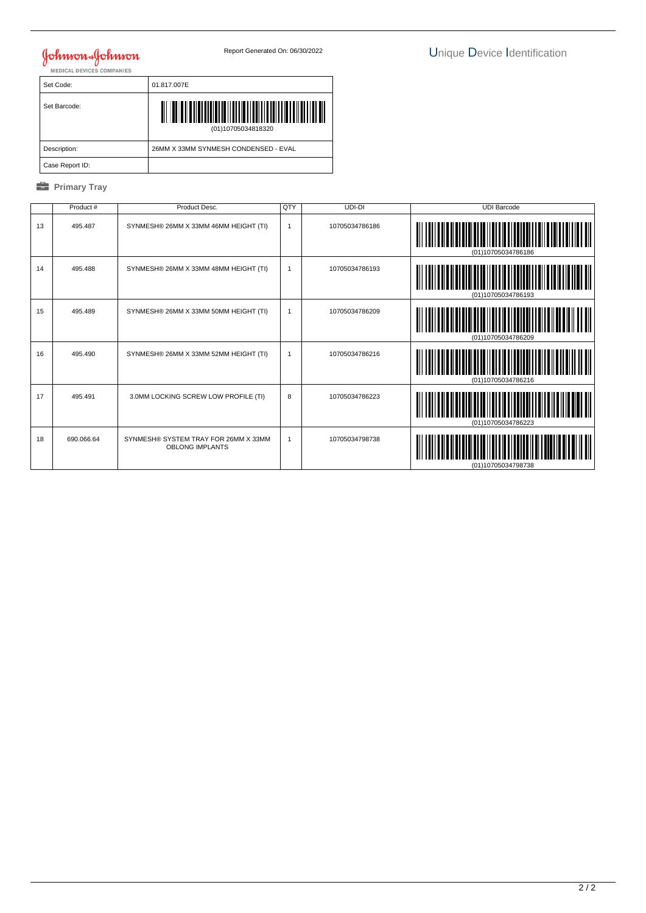Johnson & Johnson
MEDICAL DEVICES COMPANIES

Report Generated On: 06/30/2022

# Unique Device Identification

| | |
|---|---|
| Set Code: | 01.817.007E |
| Set Barcode: | (01)10705034818320 |
| Description: | 26MM X 33MM SYNMESH CONDENSED - EVAL |
| Case Report ID: | |

## Primary Tray

| | Product # | Product Desc. | QTY | UDI-DI | UDI Barcode |
|---|---|---|---|---|---|
| 13 | 495.487 | SYNMESH® 26MM X 33MM 46MM HEIGHT (TI) | 1 | 10705034786186 | (01)10705034786186 |
| 14 | 495.488 | SYNMESH® 26MM X 33MM 48MM HEIGHT (TI) | 1 | 10705034786193 | (01)10705034786193 |
| 15 | 495.489 | SYNMESH® 26MM X 33MM 50MM HEIGHT (TI) | 1 | 10705034786209 | (01)10705034786209 |
| 16 | 495.490 | SYNMESH® 26MM X 33MM 52MM HEIGHT (TI) | 1 | 10705034786216 | (01)10705034786216 |
| 17 | 495.491 | 3.0MM LOCKING SCREW LOW PROFILE (TI) | 8 | 10705034786223 | (01)10705034786223 |
| 18 | 690.066.64 | SYNMESH® SYSTEM TRAY FOR 26MM X 33MM OBLONG IMPLANTS | 1 | 10705034798738 | (01)10705034798738 |